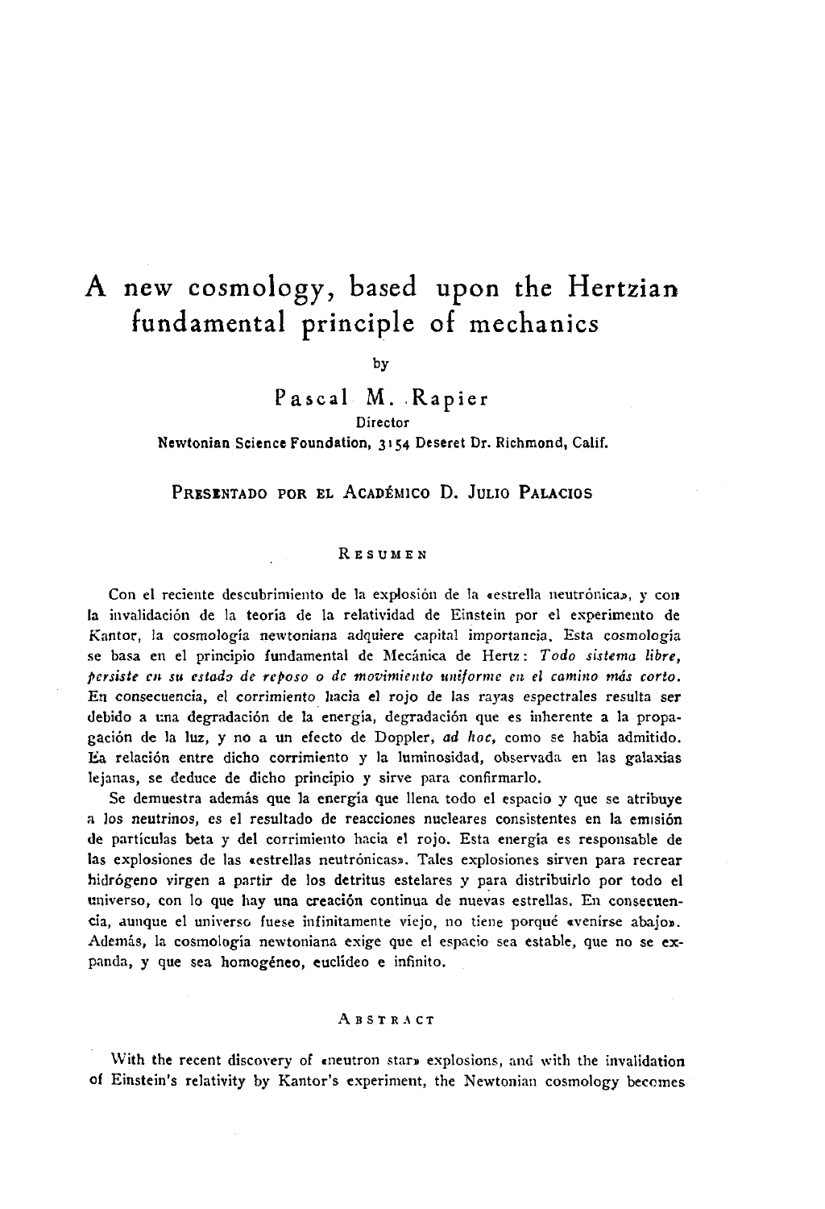# A new cosmology, based upon the Hertzian fundamental principle of mechanics

by

**Pascal M. Rapier**

Director

Newtonian Science Foundation, 3154 Deseret Dr. Richmond, Calif.

PRESENTADO POR EL ACADÉMICO D. JULIO PALACIOS

## RESUMEN

Con el reciente descubrimiento de la explosión de la «estrella neutrónica», y con la invalidación de la teoría de la relatividad de Einstein por el experimento de Kantor, la cosmología newtoniana adquiere capital importancia. Esta cosmología se basa en el principio fundamental de Mecánica de Hertz: *Todo sistema libre, persiste en su estado de reposo o de movimiento uniforme en el camino más corto.* En consecuencia, el corrimiento hacia el rojo de las rayas espectrales resulta ser debido a una degradación de la energía, degradación que es inherente a la propagación de la luz, y no a un efecto de Doppler, *ad hoc*, como se había admitido. La relación entre dicho corrimiento y la luminosidad, observada en las galaxias lejanas, se deduce de dicho principio y sirve para confirmarlo.

Se demuestra además que la energía que llena todo el espacio y que se atribuye a los neutrinos, es el resultado de reacciones nucleares consistentes en la emisión de partículas beta y del corrimiento hacia el rojo. Esta energía es responsable de las explosiones de las «estrellas neutrónicas». Tales explosiones sirven para recrear hidrógeno virgen a partir de los detritus estelares y para distribuirlo por todo el universo, con lo que hay una creación continua de nuevas estrellas. En consecuencia, aunque el universo fuese infinitamente viejo, no tiene porqué «venirse abajo». Además, la cosmología newtoniana exige que el espacio sea estable, que no se expanda, y que sea homogéneo, euclídeo e infinito.

## ABSTRACT

With the recent discovery of «neutron star» explosions, and with the invalidation of Einstein's relativity by Kantor's experiment, the Newtonian cosmology becomes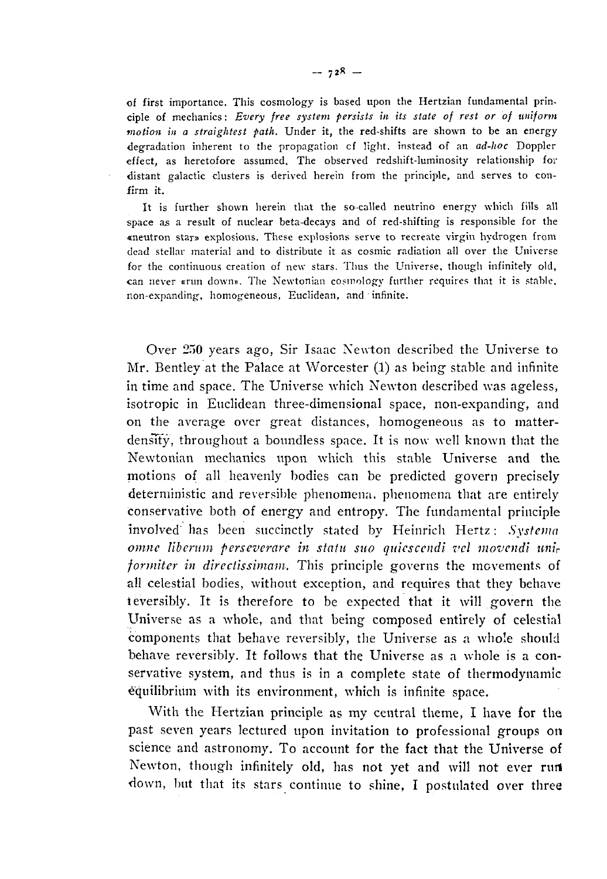of first importance. This cosmology is based upon the Hertzian fundamental principle of mechanics: *Every free system persists in its state of rest or of uniform motion in a straightest path.* Under it, the red-shifts are shown to be an energy degradation inherent to the propagation of light, instead of an *ad-hoc* Doppler effect, as heretofore assumed. The observed redshift-luminosity relationship for distant galactic clusters is derived herein from the principle, and serves to confirm it.

It is further shown herein that the so-called neutrino energy which fills all space as a result of nuclear beta-decays and of red-shifting is responsible for the «neutron star» explosions. These explosions serve to recreate virgin hydrogen from dead stellar material and to distribute it as cosmic radiation all over the Universe for the continuous creation of new stars. Thus the Universe, though infinitely old, can never «run down». The Newtonian cosmology further requires that it is stable, non-expanding, homogeneous, Euclidean, and infinite.

Over 250 years ago, Sir Isaac Newton described the Universe to Mr. Bentley at the Palace at Worcester (1) as being stable and infinite in time and space. The Universe which Newton described was ageless, isotropic in Euclidean three-dimensional space, non-expanding, and on the average over great distances, homogeneous as to matter-density, throughout a boundless space. It is now well known that the Newtonian mechanics upon which this stable Universe and the motions of all heavenly bodies can be predicted govern precisely deterministic and reversible phenomena, phenomena that are entirely conservative both of energy and entropy. The fundamental principle involved has been succinctly stated by Heinrich Hertz: *Systema omne liberum perseverare in statu suo quiescendi vel movendi uniformiter in directissimam.* This principle governs the movements of all celestial bodies, without exception, and requires that they behave reversibly. It is therefore to be expected that it will govern the Universe as a whole, and that being composed entirely of celestial components that behave reversibly, the Universe as a whole should behave reversibly. It follows that the Universe as a whole is a conservative system, and thus is in a complete state of thermodynamic equilibrium with its environment, which is infinite space.

With the Hertzian principle as my central theme, I have for the past seven years lectured upon invitation to professional groups on science and astronomy. To account for the fact that the Universe of Newton, though infinitely old, has not yet and will not ever run down, but that its stars continue to shine, I postulated over three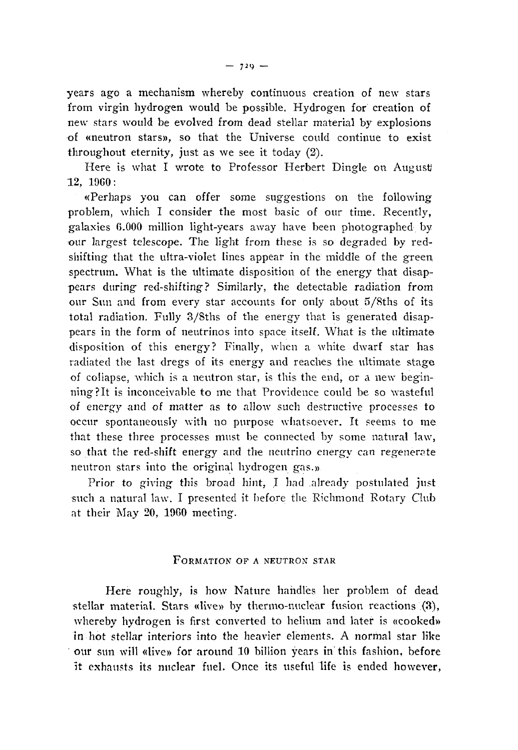years ago a mechanism whereby continuous creation of new stars from virgin hydrogen would be possible. Hydrogen for creation of new stars would be evolved from dead stellar material by explosions of «neutron stars», so that the Universe could continue to exist throughout eternity, just as we see it today (2).

Here is what I wrote to Professor Herbert Dingle on August 12, 1960:

«Perhaps you can offer some suggestions on the following problem, which I consider the most basic of our time. Recently, galaxies 6.000 million light-years away have been photographed by our largest telescope. The light from these is so degraded by red-shifting that the ultra-violet lines appear in the middle of the green spectrum. What is the ultimate disposition of the energy that disappears during red-shifting? Similarly, the detectable radiation from our Sun and from every star accounts for only about 5/8ths of its total radiation. Fully 3/8ths of the energy that is generated disappears in the form of neutrinos into space itself. What is the ultimate disposition of this energy? Finally, when a white dwarf star has radiated the last dregs of its energy and reaches the ultimate stage of collapse, which is a neutron star, is this the end, or a new beginning? It is inconceivable to me that Providence could be so wasteful of energy and of matter as to allow such destructive processes to occur spontaneously with no purpose whatsoever. It seems to me that these three processes must be connected by some natural law, so that the red-shift energy and the neutrino energy can regenerate neutron stars into the original hydrogen gas.»

Prior to giving this broad hint, I had already postulated just such a natural law. I presented it before the Richmond Rotary Club at their May 20, 1960 meeting.

## Formation of a neutron star

Here roughly, is how Nature handles her problem of dead stellar material. Stars «live» by thermo-nuclear fusion reactions (3), whereby hydrogen is first converted to helium and later is «cooked» in hot stellar interiors into the heavier elements. A normal star like our sun will «live» for around 10 billion years in this fashion, before it exhausts its nuclear fuel. Once its useful life is ended however,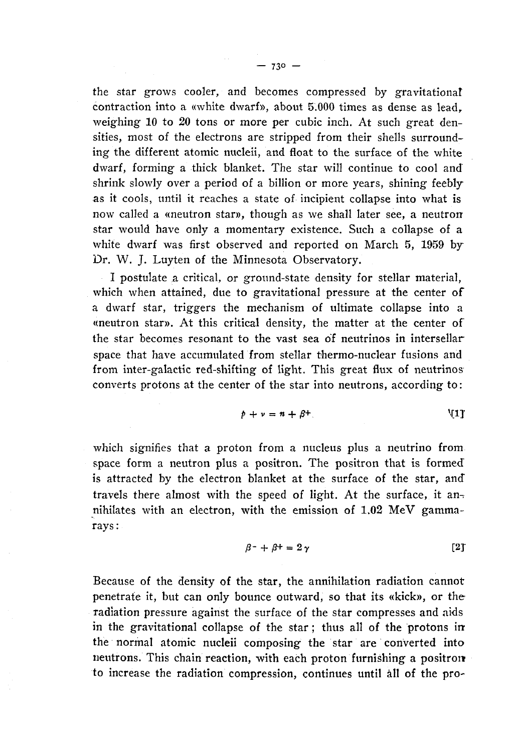the star grows cooler, and becomes compressed by gravitational contraction into a «white dwarf», about 5.000 times as dense as lead, weighing 10 to 20 tons or more per cubic inch. At such great densities, most of the electrons are stripped from their shells surrounding the different atomic nucleii, and float to the surface of the white dwarf, forming a thick blanket. The star will continue to cool and shrink slowly over a period of a billion or more years, shining feebly as it cools, until it reaches a state of incipient collapse into what is now called a «neutron star», though as we shall later see, a neutron star would have only a momentary existence. Such a collapse of a white dwarf was first observed and reported on March 5, 1959 by Dr. W. J. Luyten of the Minnesota Observatory.

I postulate a critical, or ground-state density for stellar material, which when attained, due to gravitational pressure at the center of a dwarf star, triggers the mechanism of ultimate collapse into a «neutron star». At this critical density, the matter at the center of the star becomes resonant to the vast sea of neutrinos in intersellar space that have accumulated from stellar thermo-nuclear fusions and from inter-galactic red-shifting of light. This great flux of neutrinos converts protons at the center of the star into neutrons, according to:

$$p + \nu = n + \beta^{+} \qquad [1]$$

which signifies that a proton from a nucleus plus a neutrino from space form a neutron plus a positron. The positron that is formed is attracted by the electron blanket at the surface of the star, and travels there almost with the speed of light. At the surface, it annihilates with an electron, with the emission of 1.02 MeV gamma-rays:

$$\beta^{-} + \beta^{+} = 2\gamma \qquad [2]$$

Because of the density of the star, the annihilation radiation cannot penetrate it, but can only bounce outward, so that its «kick», or the radiation pressure against the surface of the star compresses and aids in the gravitational collapse of the star; thus all of the protons in the normal atomic nucleii composing the star are converted into neutrons. This chain reaction, with each proton furnishing a positron to increase the radiation compression, continues until all of the pro-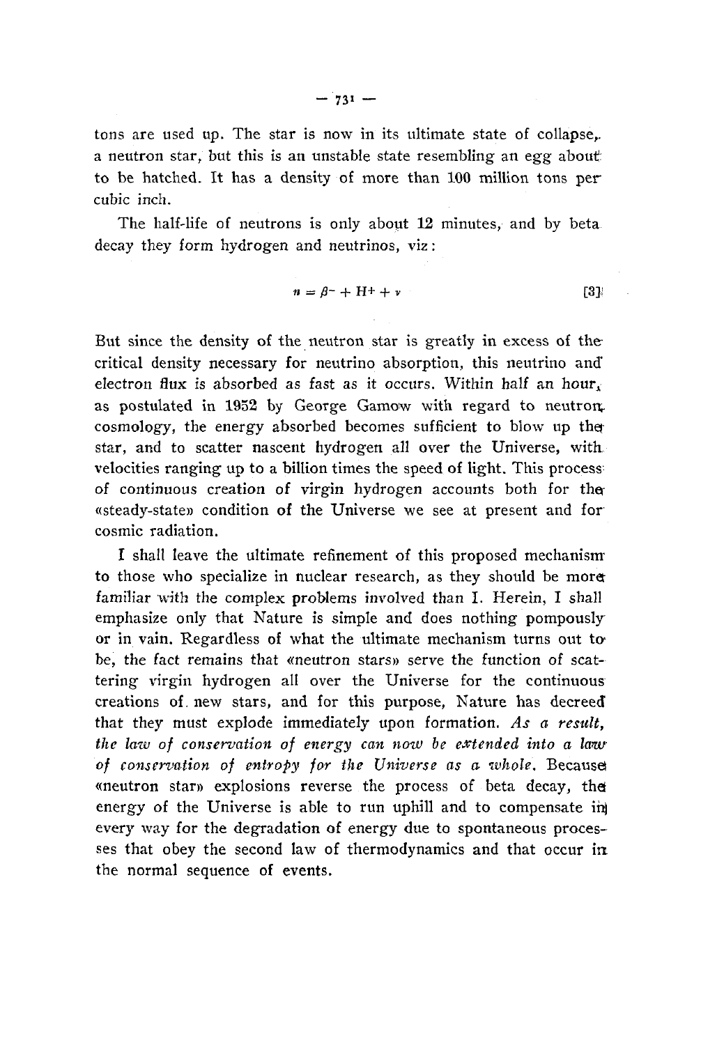tons are used up. The star is now in its ultimate state of collapse, a neutron star, but this is an unstable state resembling an egg about to be hatched. It has a density of more than 100 million tons per cubic inch.

The half-life of neutrons is only about 12 minutes, and by beta decay they form hydrogen and neutrinos, viz:

$$n = \beta^- + H^+ + \nu \qquad [3]$$

But since the density of the neutron star is greatly in excess of the critical density necessary for neutrino absorption, this neutrino and electron flux is absorbed as fast as it occurs. Within half an hour, as postulated in 1952 by George Gamow with regard to neutron cosmology, the energy absorbed becomes sufficient to blow up the star, and to scatter nascent hydrogen all over the Universe, with velocities ranging up to a billion times the speed of light. This process of continuous creation of virgin hydrogen accounts both for the «steady-state» condition of the Universe we see at present and for cosmic radiation.

I shall leave the ultimate refinement of this proposed mechanism to those who specialize in nuclear research, as they should be more familiar with the complex problems involved than I. Herein, I shall emphasize only that Nature is simple and does nothing pompously or in vain. Regardless of what the ultimate mechanism turns out to be, the fact remains that «neutron stars» serve the function of scattering virgin hydrogen all over the Universe for the continuous creations of new stars, and for this purpose, Nature has decreed that they must explode immediately upon formation. *As a result, the law of conservation of energy can now be extended into a law of conservation of entropy for the Universe as a whole.* Because «neutron star» explosions reverse the process of beta decay, the energy of the Universe is able to run uphill and to compensate in every way for the degradation of energy due to spontaneous processes that obey the second law of thermodynamics and that occur in the normal sequence of events.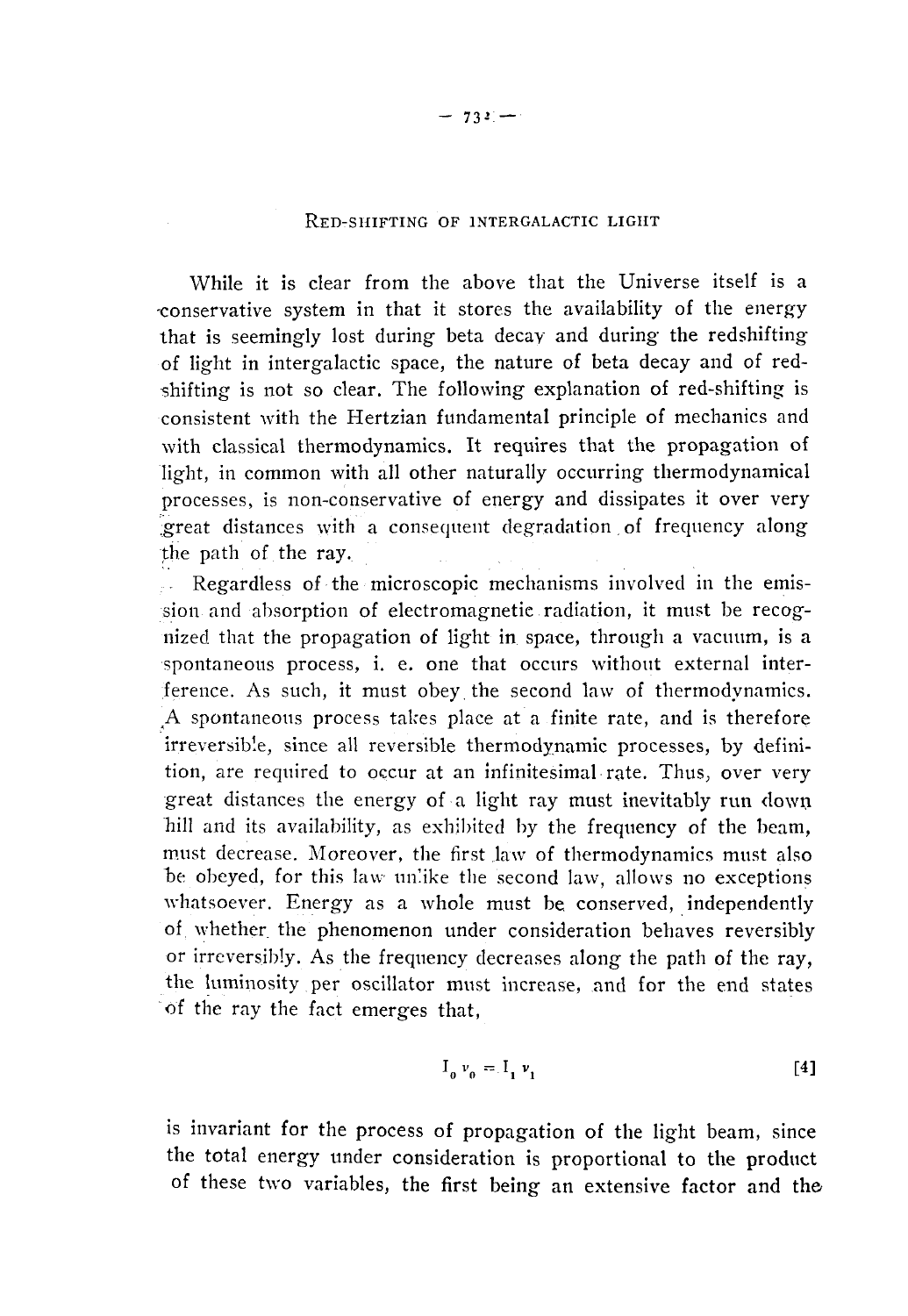## Red-shifting of intergalactic light

While it is clear from the above that the Universe itself is a conservative system in that it stores the availability of the energy that is seemingly lost during beta decay and during the redshifting of light in intergalactic space, the nature of beta decay and of red-shifting is not so clear. The following explanation of red-shifting is consistent with the Hertzian fundamental principle of mechanics and with classical thermodynamics. It requires that the propagation of light, in common with all other naturally occurring thermodynamical processes, is non-conservative of energy and dissipates it over very great distances with a consequent degradation of frequency along the path of the ray.

Regardless of the microscopic mechanisms involved in the emission and absorption of electromagnetic radiation, it must be recognized that the propagation of light in space, through a vacuum, is a spontaneous process, i. e. one that occurs without external interference. As such, it must obey the second law of thermodynamics. A spontaneous process takes place at a finite rate, and is therefore irreversible, since all reversible thermodynamic processes, by definition, are required to occur at an infinitesimal rate. Thus, over very great distances the energy of a light ray must inevitably run down hill and its availability, as exhibited by the frequency of the beam, must decrease. Moreover, the first law of thermodynamics must also be obeyed, for this law unlike the second law, allows no exceptions whatsoever. Energy as a whole must be conserved, independently of whether the phenomenon under consideration behaves reversibly or irreversibly. As the frequency decreases along the path of the ray, the luminosity per oscillator must increase, and for the end states of the ray the fact emerges that,

$$I_0 \nu_0 = I_1 \nu_1 \qquad [4]$$

is invariant for the process of propagation of the light beam, since the total energy under consideration is proportional to the product of these two variables, the first being an extensive factor and the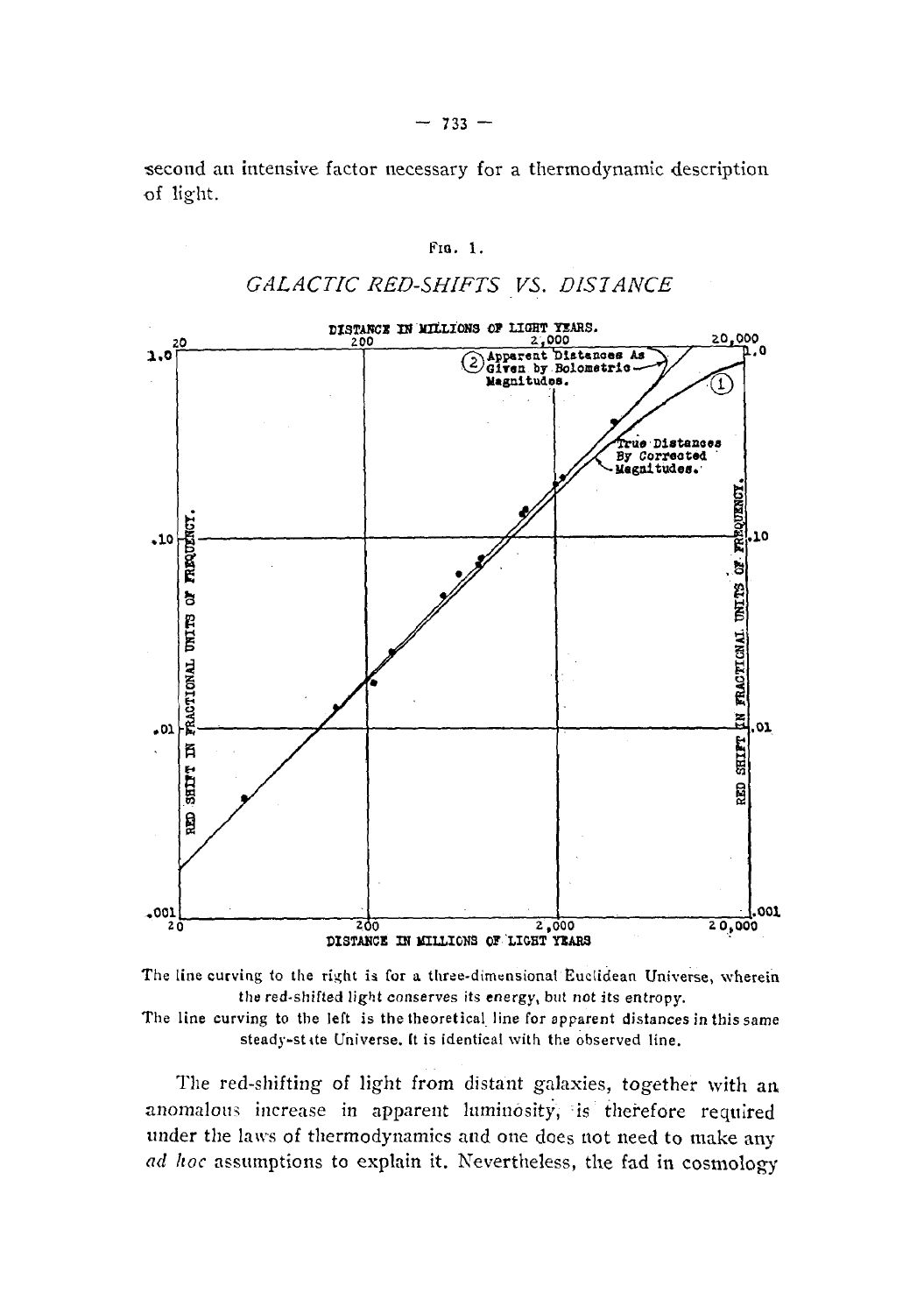second an intensive factor necessary for a thermodynamic description of light.

Fig. 1.

*GALACTIC RED-SHIFTS VS. DISTANCE*

The line curving to the right is for a three-dimensional Euclidean Universe, wherein the red-shifted light conserves its energy, but not its entropy.

The line curving to the left is the theoretical line for apparent distances in this same steady-state Universe. It is identical with the observed line.

The red-shifting of light from distant galaxies, together with an anomalous increase in apparent luminosity, is therefore required under the laws of thermodynamics and one does not need to make any *ad hoc* assumptions to explain it. Nevertheless, the fad in cosmology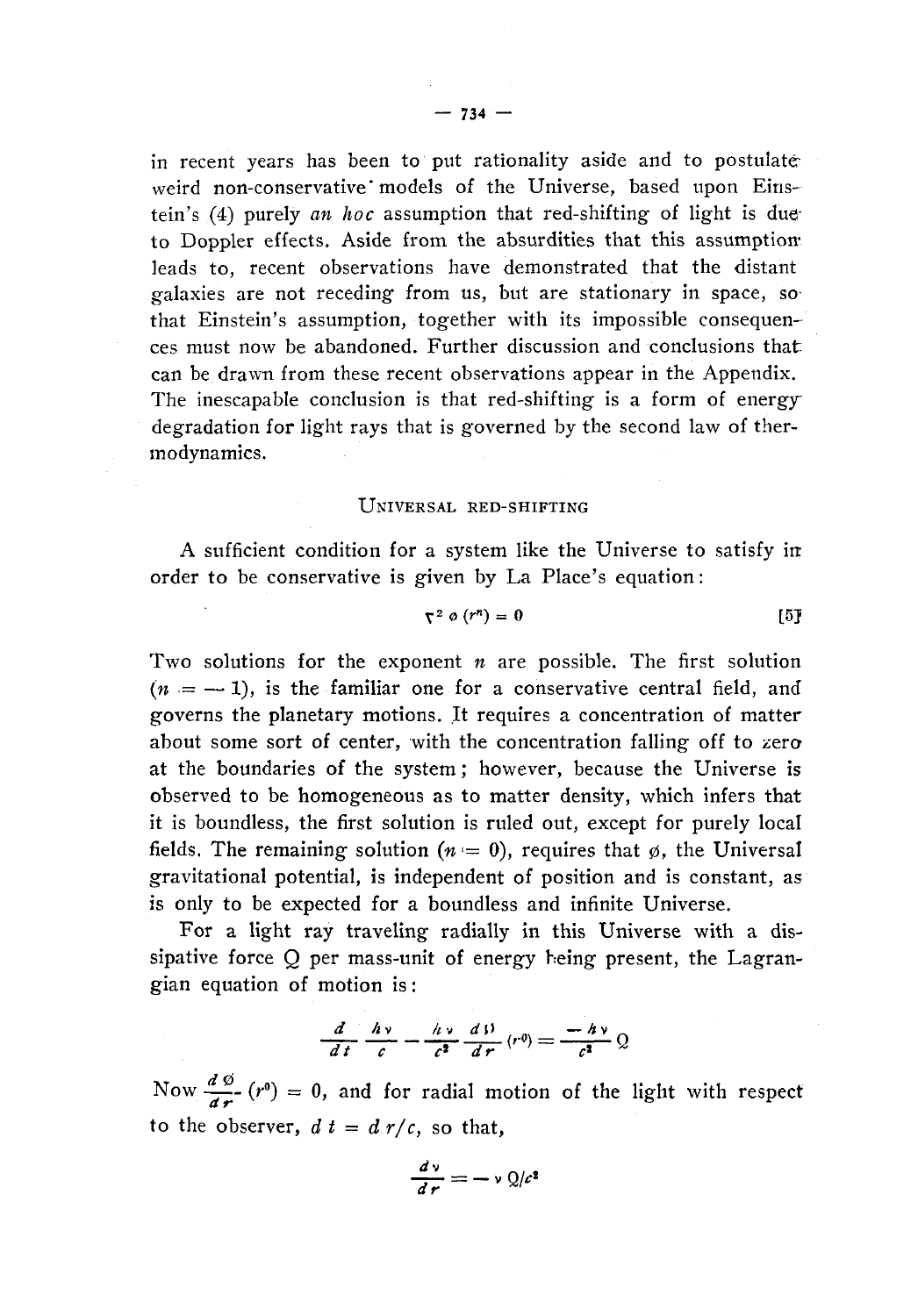in recent years has been to put rationality aside and to postulate weird non-conservative models of the Universe, based upon Einstein's (4) purely *an hoc* assumption that red-shifting of light is due to Doppler effects. Aside from the absurdities that this assumption leads to, recent observations have demonstrated that the distant galaxies are not receding from us, but are stationary in space, so that Einstein's assumption, together with its impossible consequences must now be abandoned. Further discussion and conclusions that can be drawn from these recent observations appear in the Appendix. The inescapable conclusion is that red-shifting is a form of energy degradation for light rays that is governed by the second law of thermodynamics.

### Universal red-shifting

A sufficient condition for a system like the Universe to satisfy in order to be conservative is given by La Place's equation:

$$\nabla^2 \phi (r^n) = 0 \qquad [5]$$

Two solutions for the exponent $n$ are possible. The first solution ($n = -1$), is the familiar one for a conservative central field, and governs the planetary motions. It requires a concentration of matter about some sort of center, with the concentration falling off to zero at the boundaries of the system; however, because the Universe is observed to be homogeneous as to matter density, which infers that it is boundless, the first solution is ruled out, except for purely local fields. The remaining solution ($n = 0$), requires that $\phi$, the Universal gravitational potential, is independent of position and is constant, as is only to be expected for a boundless and infinite Universe.

For a light ray traveling radially in this Universe with a dissipative force Q per mass-unit of energy being present, the Lagrangian equation of motion is:

$$\frac{d}{dt}\frac{h\nu}{c} - \frac{h\nu}{c^2}\frac{d\phi}{dr}(r^0) = \frac{-h\nu}{c^2}Q$$

Now $\frac{d\phi}{dr}(r^0) = 0$, and for radial motion of the light with respect to the observer, $dt = dr/c$, so that,

$$\frac{d\nu}{dr} = -\nu Q/c^2$$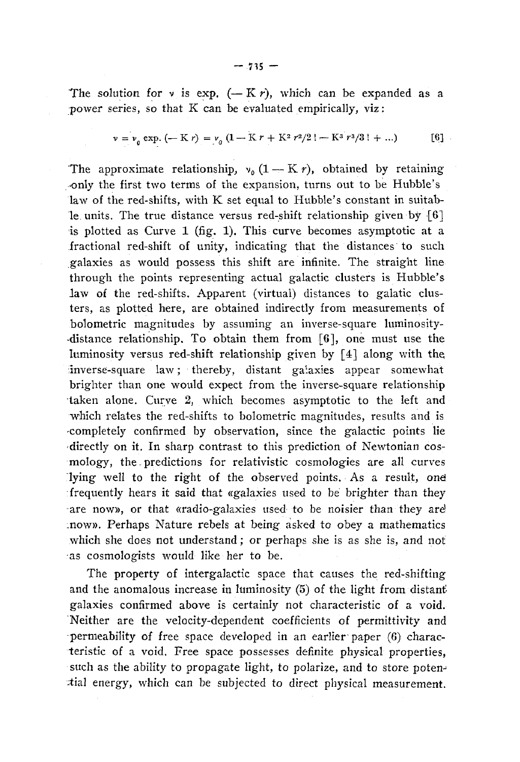The solution for $\nu$ is exp. $(-\mathrm{K}\, r)$, which can be expanded as a power series, so that K can be evaluated empirically, viz:

$$\nu = \nu_0 \exp.(-\mathrm{K}\, r) = \nu_0 (1 - \mathrm{K}\, r + \mathrm{K}^2 r^2/2\,! - \mathrm{K}^3 r^3/3\,! + \ldots) \qquad [6]$$

The approximate relationship, $\nu_0 (1 - \mathrm{K}\, r)$, obtained by retaining only the first two terms of the expansion, turns out to be Hubble's law of the red-shifts, with K set equal to Hubble's constant in suitable units. The true distance versus red-shift relationship given by [6] is plotted as Curve 1 (fig. 1). This curve becomes asymptotic at a fractional red-shift of unity, indicating that the distances to such galaxies as would possess this shift are infinite. The straight line through the points representing actual galactic clusters is Hubble's law of the red-shifts. Apparent (virtual) distances to galatic clusters, as plotted here, are obtained indirectly from measurements of bolometric magnitudes by assuming an inverse-square luminosity-distance relationship. To obtain them from [6], one must use the luminosity versus red-shift relationship given by [4] along with the inverse-square law; thereby, distant galaxies appear somewhat brighter than one would expect from the inverse-square relationship taken alone. Curve 2, which becomes asymptotic to the left and which relates the red-shifts to bolometric magnitudes, results and is completely confirmed by observation, since the galactic points lie directly on it. In sharp contrast to this prediction of Newtonian cosmology, the predictions for relativistic cosmologies are all curves lying well to the right of the observed points. As a result, one frequently hears it said that «galaxies used to be brighter than they are now», or that «radio-galaxies used to be noisier than they are now». Perhaps Nature rebels at being asked to obey a mathematics which she does not understand; or perhaps she is as she is, and not as cosmologists would like her to be.

The property of intergalactic space that causes the red-shifting and the anomalous increase in luminosity (5) of the light from distant galaxies confirmed above is certainly not characteristic of a void. Neither are the velocity-dependent coefficients of permittivity and permeability of free space developed in an earlier paper (6) characteristic of a void. Free space possesses definite physical properties, such as the ability to propagate light, to polarize, and to store potential energy, which can be subjected to direct physical measurement.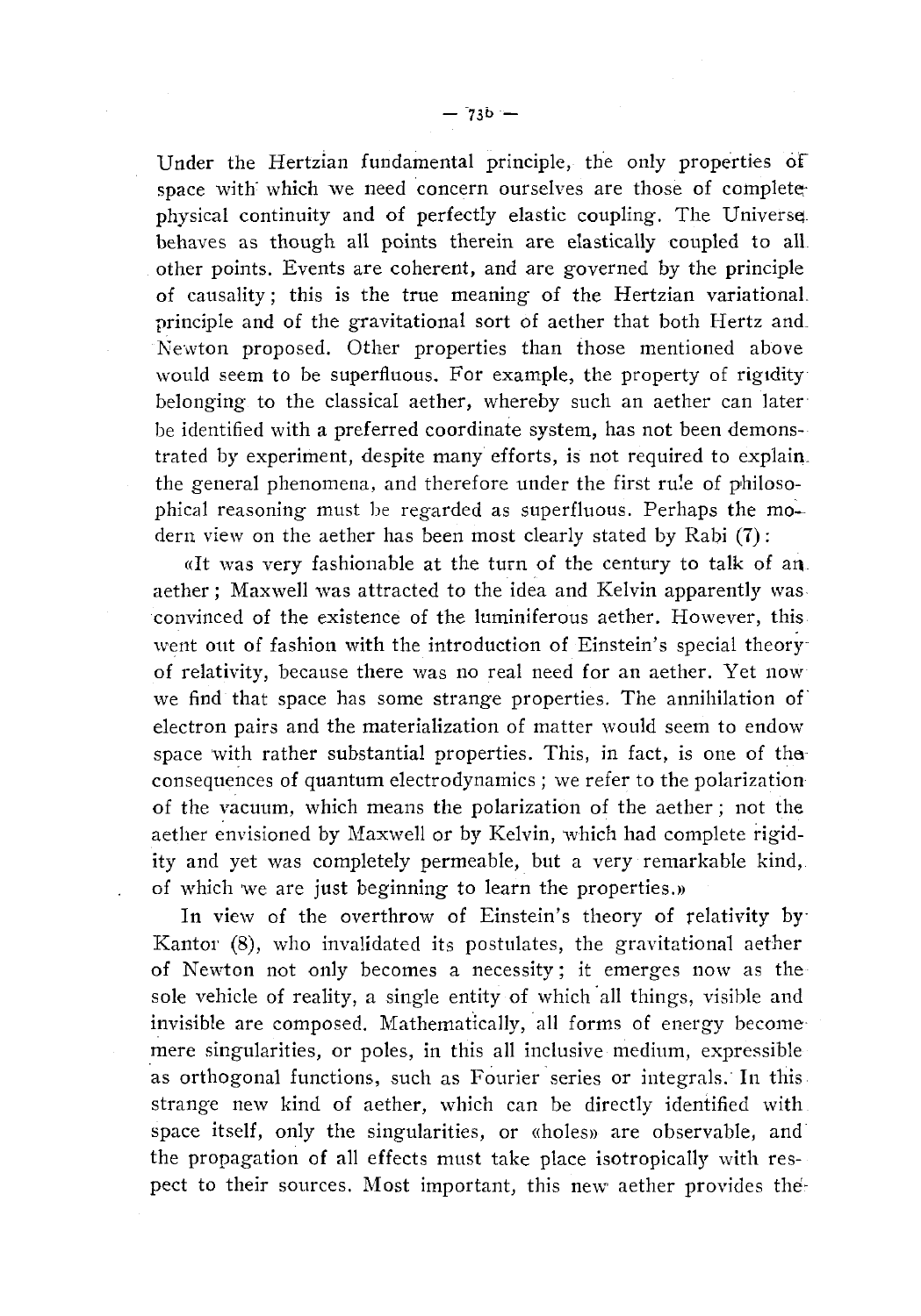Under the Hertzian fundamental principle, the only properties of space with which we need concern ourselves are those of complete physical continuity and of perfectly elastic coupling. The Universe behaves as though all points therein are elastically coupled to all other points. Events are coherent, and are governed by the principle of causality; this is the true meaning of the Hertzian variational principle and of the gravitational sort of aether that both Hertz and Newton proposed. Other properties than those mentioned above would seem to be superfluous. For example, the property of rigidity belonging to the classical aether, whereby such an aether can later be identified with a preferred coordinate system, has not been demonstrated by experiment, despite many efforts, is not required to explain the general phenomena, and therefore under the first rule of philosophical reasoning must be regarded as superfluous. Perhaps the modern view on the aether has been most clearly stated by Rabi (7):

«It was very fashionable at the turn of the century to talk of an aether; Maxwell was attracted to the idea and Kelvin apparently was convinced of the existence of the luminiferous aether. However, this went out of fashion with the introduction of Einstein's special theory of relativity, because there was no real need for an aether. Yet now we find that space has some strange properties. The annihilation of electron pairs and the materialization of matter would seem to endow space with rather substantial properties. This, in fact, is one of the consequences of quantum electrodynamics; we refer to the polarization of the vacuum, which means the polarization of the aether; not the aether envisioned by Maxwell or by Kelvin, which had complete rigidity and yet was completely permeable, but a very remarkable kind, of which we are just beginning to learn the properties.»

In view of the overthrow of Einstein's theory of relativity by Kantor (8), who invalidated its postulates, the gravitational aether of Newton not only becomes a necessity; it emerges now as the sole vehicle of reality, a single entity of which all things, visible and invisible are composed. Mathematically, all forms of energy become mere singularities, or poles, in this all inclusive medium, expressible as orthogonal functions, such as Fourier series or integrals. In this strange new kind of aether, which can be directly identified with space itself, only the singularities, or «holes» are observable, and the propagation of all effects must take place isotropically with respect to their sources. Most important, this new aether provides the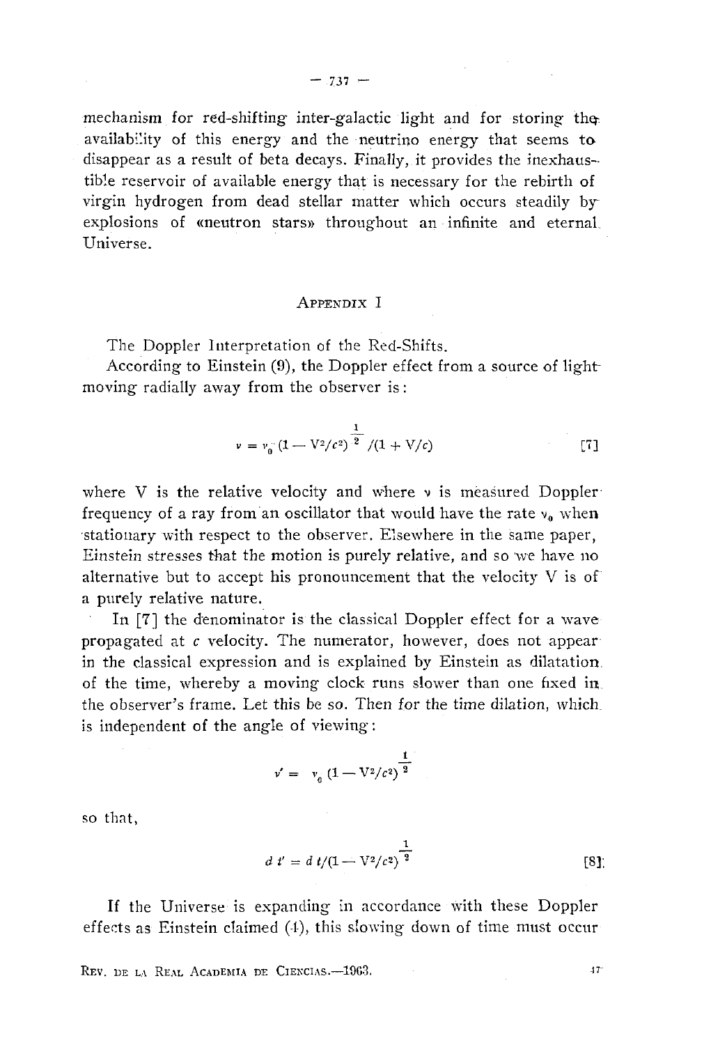mechanism for red-shifting inter-galactic light and for storing the availability of this energy and the neutrino energy that seems to disappear as a result of beta decays. Finally, it provides the inexhaustible reservoir of available energy that is necessary for the rebirth of virgin hydrogen from dead stellar matter which occurs steadily by explosions of «neutron stars» throughout an infinite and eternal Universe.

## Appendix I

The Doppler Interpretation of the Red-Shifts.

According to Einstein (9), the Doppler effect from a source of light moving radially away from the observer is:

$$\nu = \nu_0 (1 - V^2/c^2)^{\frac{1}{2}} / (1 + V/c) \qquad [7]$$

where V is the relative velocity and where $\nu$ is measured Doppler frequency of a ray from an oscillator that would have the rate $\nu_0$ when stationary with respect to the observer. Elsewhere in the same paper, Einstein stresses that the motion is purely relative, and so we have no alternative but to accept his pronouncement that the velocity V is of a purely relative nature.

In [7] the denominator is the classical Doppler effect for a wave propagated at $c$ velocity. The numerator, however, does not appear in the classical expression and is explained by Einstein as dilatation of the time, whereby a moving clock runs slower than one fixed in the observer's frame. Let this be so. Then for the time dilation, which is independent of the angle of viewing:

$$\nu' = \nu_0 (1 - V^2/c^2)^{\frac{1}{2}}$$

so that,

$$d\,t' = d\,t/(1 - V^2/c^2)^{\frac{1}{2}} \qquad [8]$$

If the Universe is expanding in accordance with these Doppler effects as Einstein claimed (4), this slowing down of time must occur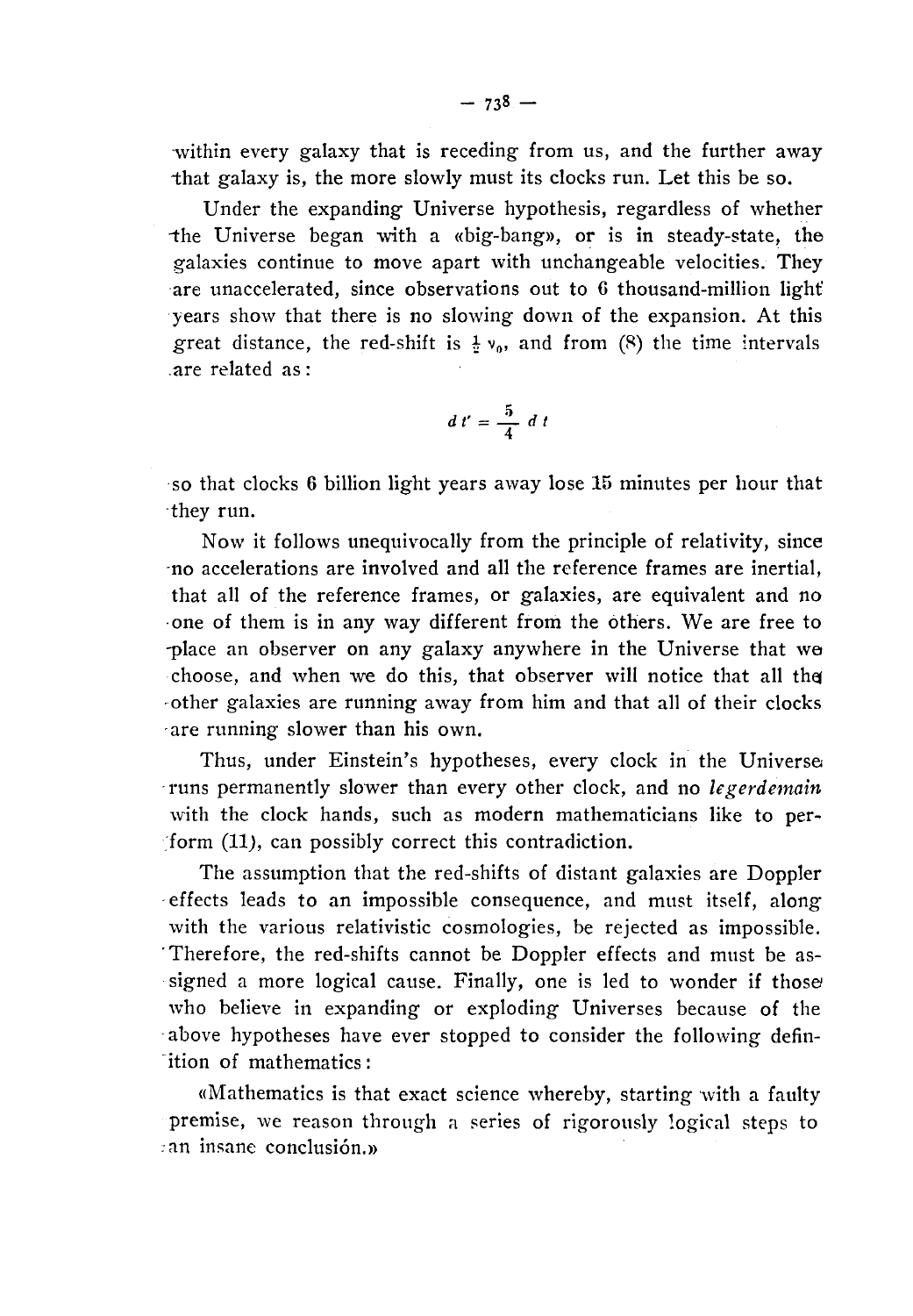within every galaxy that is receding from us, and the further away that galaxy is, the more slowly must its clocks run. Let this be so.

Under the expanding Universe hypothesis, regardless of whether the Universe began with a «big-bang», or is in steady-state, the galaxies continue to move apart with unchangeable velocities. They are unaccelerated, since observations out to 6 thousand-million light years show that there is no slowing down of the expansion. At this great distance, the red-shift is $\frac{1}{2}\,\nu_0$, and from (8) the time intervals are related as:

$$d\,t' = \frac{5}{4}\,d\,t$$

so that clocks 6 billion light years away lose 15 minutes per hour that they run.

Now it follows unequivocally from the principle of relativity, since no accelerations are involved and all the reference frames are inertial, that all of the reference frames, or galaxies, are equivalent and no one of them is in any way different from the others. We are free to place an observer on any galaxy anywhere in the Universe that we choose, and when we do this, that observer will notice that all the other galaxies are running away from him and that all of their clocks are running slower than his own.

Thus, under Einstein's hypotheses, every clock in the Universe runs permanently slower than every other clock, and no *legerdemain* with the clock hands, such as modern mathematicians like to perform (11), can possibly correct this contradiction.

The assumption that the red-shifts of distant galaxies are Doppler effects leads to an impossible consequence, and must itself, along with the various relativistic cosmologies, be rejected as impossible. Therefore, the red-shifts cannot be Doppler effects and must be assigned a more logical cause. Finally, one is led to wonder if those who believe in expanding or exploding Universes because of the above hypotheses have ever stopped to consider the following definition of mathematics:

«Mathematics is that exact science whereby, starting with a faulty premise, we reason through a series of rigorously logical steps to an insane conclusión.»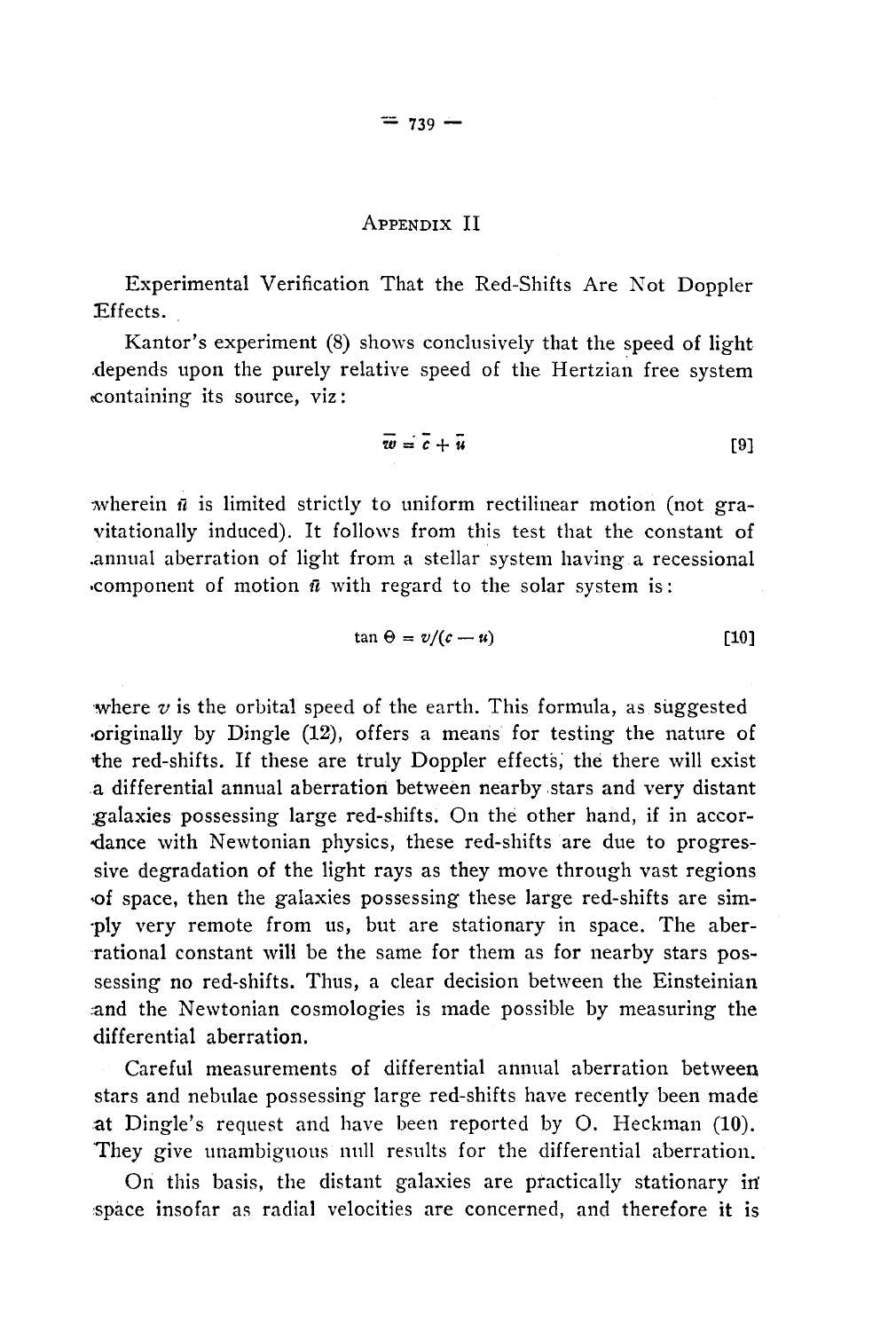## Appendix II

Experimental Verification That the Red-Shifts Are Not Doppler Effects.

Kantor's experiment (8) shows conclusively that the speed of light depends upon the purely relative speed of the Hertzian free system containing its source, viz:

$$\bar{w} = \bar{c} + \bar{u} \qquad [9]$$

wherein $\bar{u}$ is limited strictly to uniform rectilinear motion (not gravitationally induced). It follows from this test that the constant of annual aberration of light from a stellar system having a recessional component of motion $\bar{u}$ with regard to the solar system is:

$$\tan \Theta = v/(c - u) \qquad [10]$$

where $v$ is the orbital speed of the earth. This formula, as suggested originally by Dingle (12), offers a means for testing the nature of the red-shifts. If these are truly Doppler effects, the there will exist a differential annual aberration between nearby stars and very distant galaxies possessing large red-shifts. On the other hand, if in accordance with Newtonian physics, these red-shifts are due to progressive degradation of the light rays as they move through vast regions of space, then the galaxies possessing these large red-shifts are simply very remote from us, but are stationary in space. The aberrational constant will be the same for them as for nearby stars possessing no red-shifts. Thus, a clear decision between the Einsteinian and the Newtonian cosmologies is made possible by measuring the differential aberration.

Careful measurements of differential annual aberration between stars and nebulae possessing large red-shifts have recently been made at Dingle's request and have been reported by O. Heckman (10). They give unambiguous null results for the differential aberration.

On this basis, the distant galaxies are practically stationary in space insofar as radial velocities are concerned, and therefore it is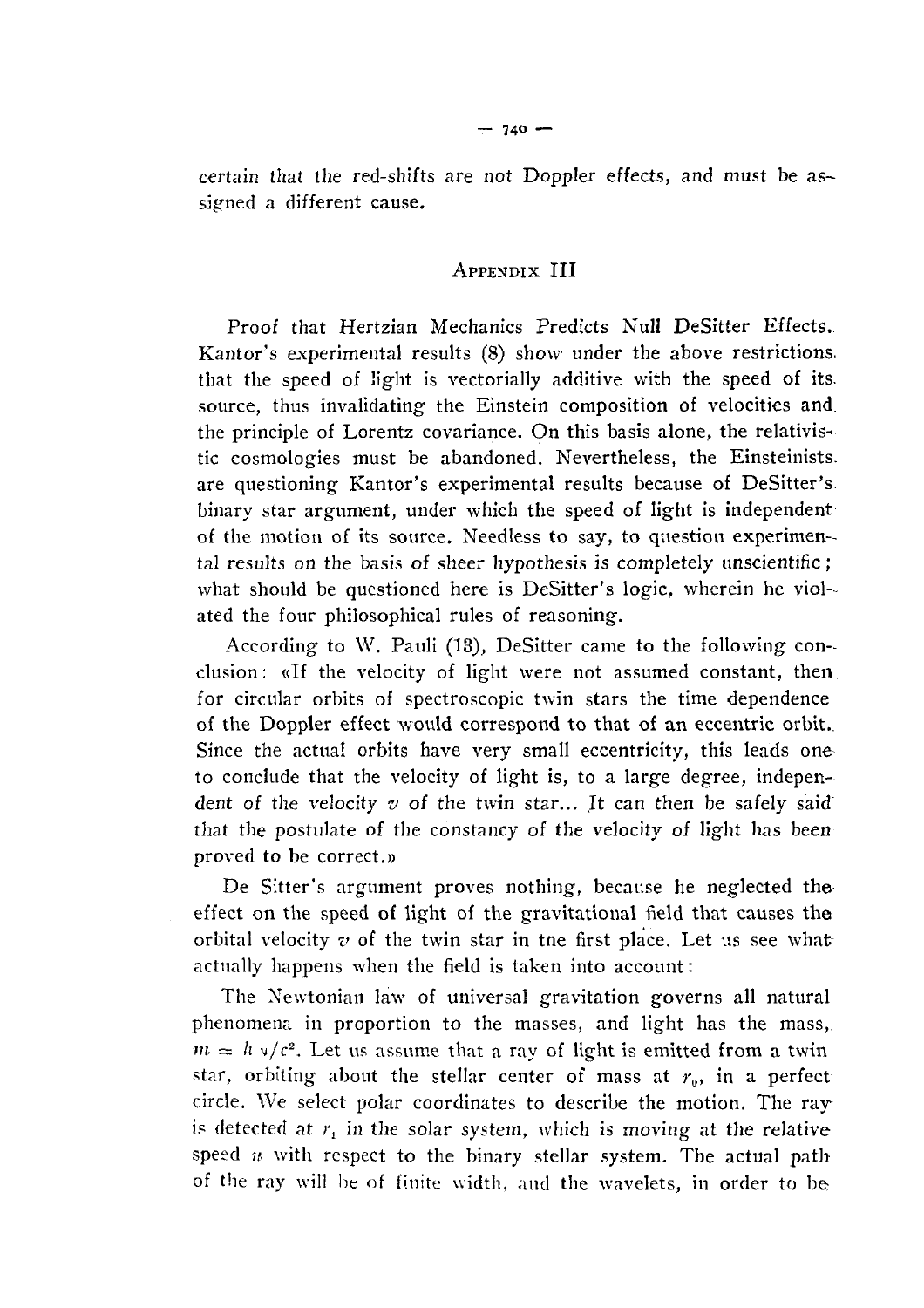certain that the red-shifts are not Doppler effects, and must be assigned a different cause.

## Appendix III

Proof that Hertzian Mechanics Predicts Null DeSitter Effects. Kantor's experimental results (8) show under the above restrictions that the speed of light is vectorially additive with the speed of its source, thus invalidating the Einstein composition of velocities and the principle of Lorentz covariance. On this basis alone, the relativistic cosmologies must be abandoned. Nevertheless, the Einsteinists are questioning Kantor's experimental results because of DeSitter's binary star argument, under which the speed of light is independent of the motion of its source. Needless to say, to question experimental results on the basis of sheer hypothesis is completely unscientific; what should be questioned here is DeSitter's logic, wherein he violated the four philosophical rules of reasoning.

According to W. Pauli (13), DeSitter came to the following conclusion: «If the velocity of light were not assumed constant, then for circular orbits of spectroscopic twin stars the time dependence of the Doppler effect would correspond to that of an eccentric orbit. Since the actual orbits have very small eccentricity, this leads one to conclude that the velocity of light is, to a large degree, independent of the velocity $v$ of the twin star... It can then be safely said that the postulate of the constancy of the velocity of light has been proved to be correct.»

De Sitter's argument proves nothing, because he neglected the effect on the speed of light of the gravitational field that causes the orbital velocity $v$ of the twin star in the first place. Let us see what actually happens when the field is taken into account:

The Newtonian law of universal gravitation governs all natural phenomena in proportion to the masses, and light has the mass, $m = h\nu/c^2$. Let us assume that a ray of light is emitted from a twin star, orbiting about the stellar center of mass at $r_0$, in a perfect circle. We select polar coordinates to describe the motion. The ray is detected at $r_1$ in the solar system, which is moving at the relative speed $u$ with respect to the binary stellar system. The actual path of the ray will be of finite width, and the wavelets, in order to be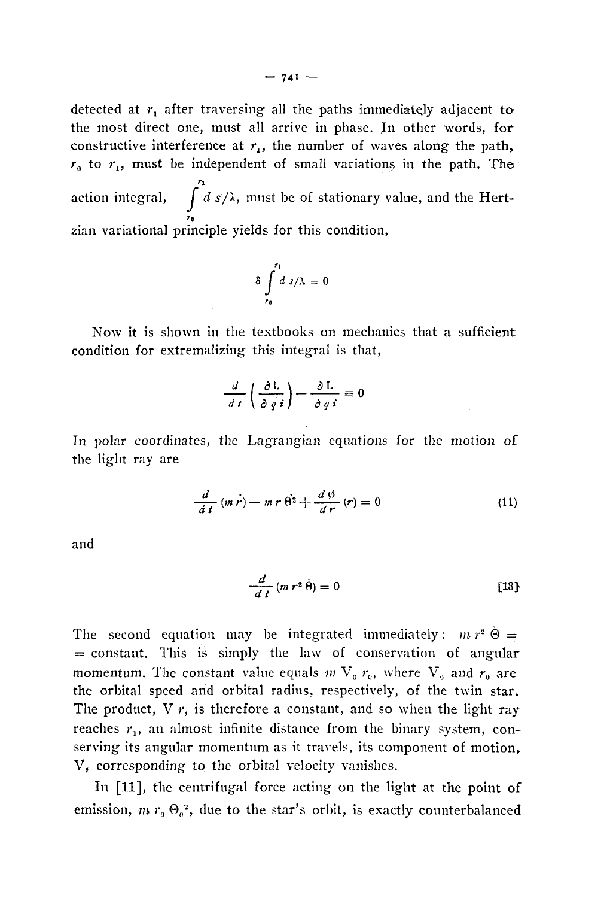detected at $r_1$ after traversing all the paths immediately adjacent to the most direct one, must all arrive in phase. In other words, for constructive interference at $r_1$, the number of waves along the path, $r_0$ to $r_1$, must be independent of small variations in the path. The action integral, $\int_{r_0}^{r_1} d\,s/\lambda$, must be of stationary value, and the Hertzian variational principle yields for this condition,

$$\delta \int_{r_0}^{r_1} d\,s/\lambda = 0$$

Now it is shown in the textbooks on mechanics that a sufficient condition for extremalizing this integral is that,

$$\frac{d}{d\,t}\left(\frac{\partial L}{\partial \dot{q}i}\right) - \frac{\partial L}{\partial q\,i} \equiv 0$$

In polar coordinates, the Lagrangian equations for the motion of the light ray are

$$\frac{d}{d\,t}(m\,\dot{r}) - m\,r\,\dot{\theta}^2 + \frac{d\,\phi}{d\,r}(r) = 0 \tag{11}$$

and

$$\frac{d}{d\,t}(m\,r^2\,\dot{\theta}) = 0 \tag{13}$$

The second equation may be integrated immediately: $m\,r^2\,\dot{\Theta} =$ = constant. This is simply the law of conservation of angular momentum. The constant value equals $m\,V_0\,r_0$, where $V_0$ and $r_0$ are the orbital speed and orbital radius, respectively, of the twin star. The product, $V\,r$, is therefore a constant, and so when the light ray reaches $r_1$, an almost infinite distance from the binary system, conserving its angular momentum as it travels, its component of motion, $V$, corresponding to the orbital velocity vanishes.

In [11], the centrifugal force acting on the light at the point of emission, $m\,r_0\,\Theta_0^2$, due to the star's orbit, is exactly counterbalanced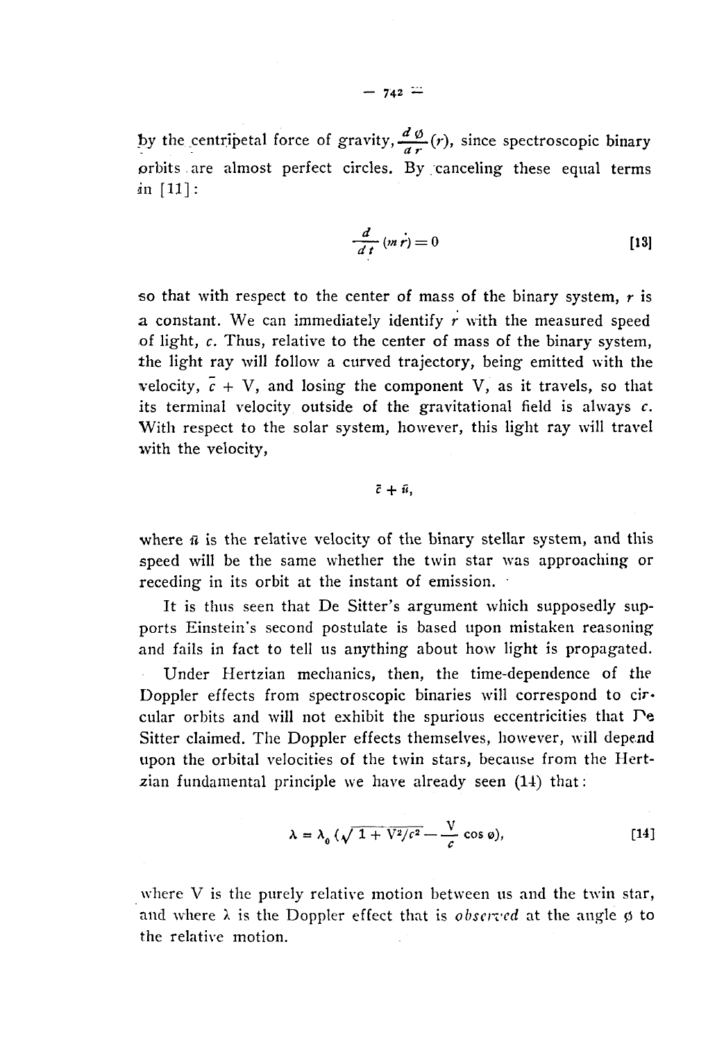by the centripetal force of gravity, $\frac{d\phi}{dr}(r)$, since spectroscopic binary orbits are almost perfect circles. By canceling these equal terms in [11]:

$$\frac{d}{dt}(m\dot{r}) = 0 \qquad [13]$$

so that with respect to the center of mass of the binary system, $\dot{r}$ is a constant. We can immediately identify $\dot{r}$ with the measured speed of light, $c$. Thus, relative to the center of mass of the binary system, the light ray will follow a curved trajectory, being emitted with the velocity, $\bar{c} + V$, and losing the component V, as it travels, so that its terminal velocity outside of the gravitational field is always $c$. With respect to the solar system, however, this light ray will travel with the velocity,

$$\bar{c} + \bar{u},$$

where $\bar{u}$ is the relative velocity of the binary stellar system, and this speed will be the same whether the twin star was approaching or receding in its orbit at the instant of emission.

It is thus seen that De Sitter's argument which supposedly supports Einstein's second postulate is based upon mistaken reasoning and fails in fact to tell us anything about how light is propagated.

Under Hertzian mechanics, then, the time-dependence of the Doppler effects from spectroscopic binaries will correspond to circular orbits and will not exhibit the spurious eccentricities that De Sitter claimed. The Doppler effects themselves, however, will depend upon the orbital velocities of the twin stars, because from the Hertzian fundamental principle we have already seen (14) that:

$$\lambda = \lambda_0 \left(\sqrt{1 + V^2/c^2} - \frac{V}{c}\cos\phi\right), \qquad [14]$$

where V is the purely relative motion between us and the twin star, and where $\lambda$ is the Doppler effect that is *observed* at the angle $\phi$ to the relative motion.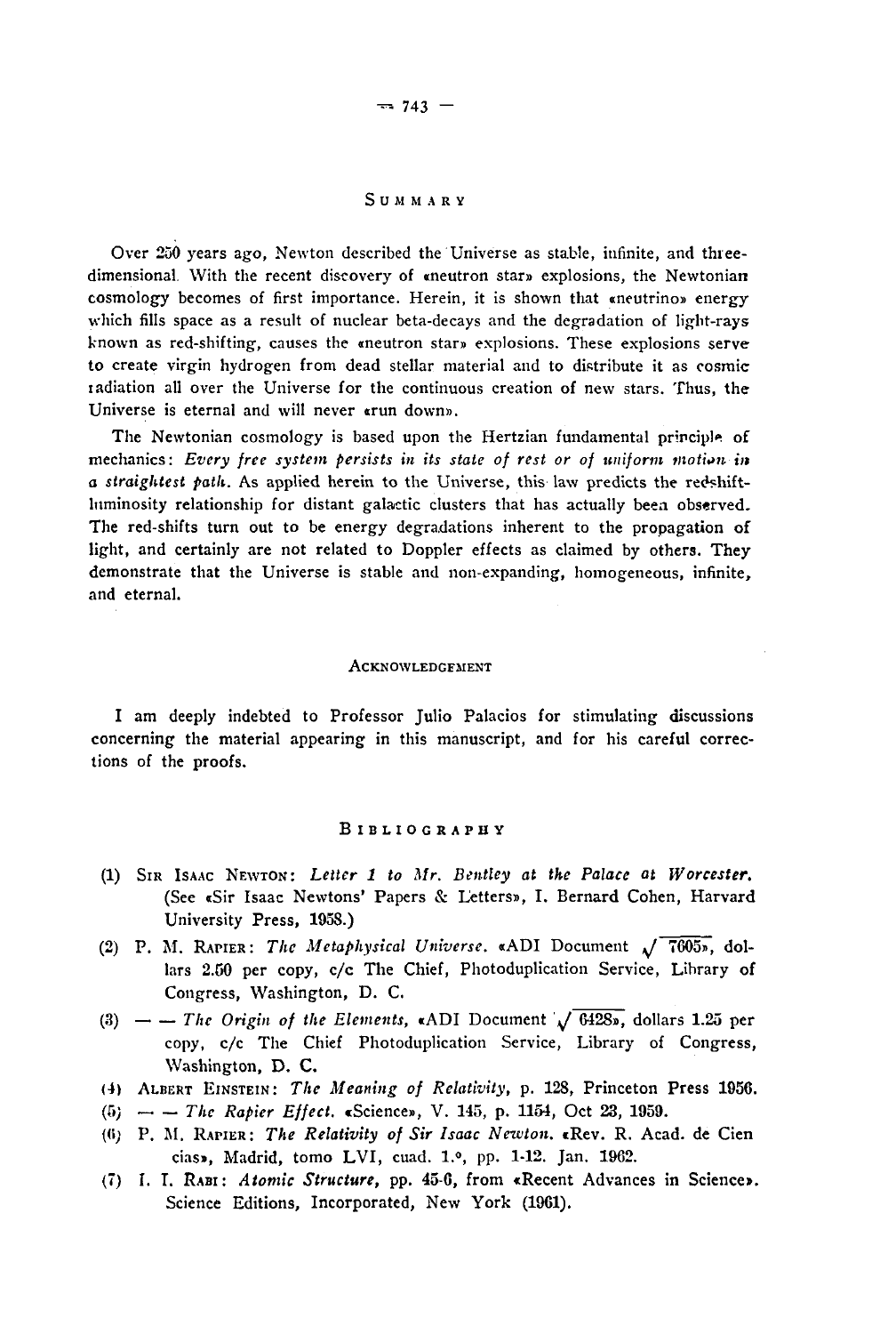## Summary

Over 250 years ago, Newton described the Universe as stable, infinite, and three-dimensional. With the recent discovery of «neutron star» explosions, the Newtonian cosmology becomes of first importance. Herein, it is shown that «neutrino» energy which fills space as a result of nuclear beta-decays and the degradation of light-rays known as red-shifting, causes the «neutron star» explosions. These explosions serve to create virgin hydrogen from dead stellar material and to distribute it as cosmic radiation all over the Universe for the continuous creation of new stars. Thus, the Universe is eternal and will never «run down».

The Newtonian cosmology is based upon the Hertzian fundamental principle of mechanics: *Every free system persists in its state of rest or of uniform motion in a straightest path.* As applied herein to the Universe, this law predicts the red-shift-luminosity relationship for distant galactic clusters that has actually been observed. The red-shifts turn out to be energy degradations inherent to the propagation of light, and certainly are not related to Doppler effects as claimed by others. They demonstrate that the Universe is stable and non-expanding, homogeneous, infinite, and eternal.

## Acknowledgement

I am deeply indebted to Professor Julio Palacios for stimulating discussions concerning the material appearing in this manuscript, and for his careful corrections of the proofs.

## Bibliography

(1) Sir Isaac Newton: *Letter 1 to Mr. Bentley at the Palace at Worcester.* (See «Sir Isaac Newtons' Papers & Letters», I. Bernard Cohen, Harvard University Press, 1958.)

(2) P. M. Rapier: *The Metaphysical Universe.* «ADI Document $\sqrt{7605}$», dollars 2.50 per copy, c/c The Chief, Photoduplication Service, Library of Congress, Washington, D. C.

(3) — — *The Origin of the Elements,* «ADI Document $\sqrt{6428}$», dollars 1.25 per copy, c/c The Chief Photoduplication Service, Library of Congress, Washington, D. C.

(4) Albert Einstein: *The Meaning of Relativity,* p. 128, Princeton Press 1956.

(5) — — *The Rapier Effect.* «Science», V. 145, p. 1154, Oct 23, 1959.

(6) P. M. Rapier: *The Relativity of Sir Isaac Newton.* «Rev. R. Acad. de Ciencias», Madrid, tomo LVI, cuad. 1.°, pp. 1-12. Jan. 1962.

(7) I. I. Rabi: *Atomic Structure,* pp. 45-6, from «Recent Advances in Science». Science Editions, Incorporated, New York (1961).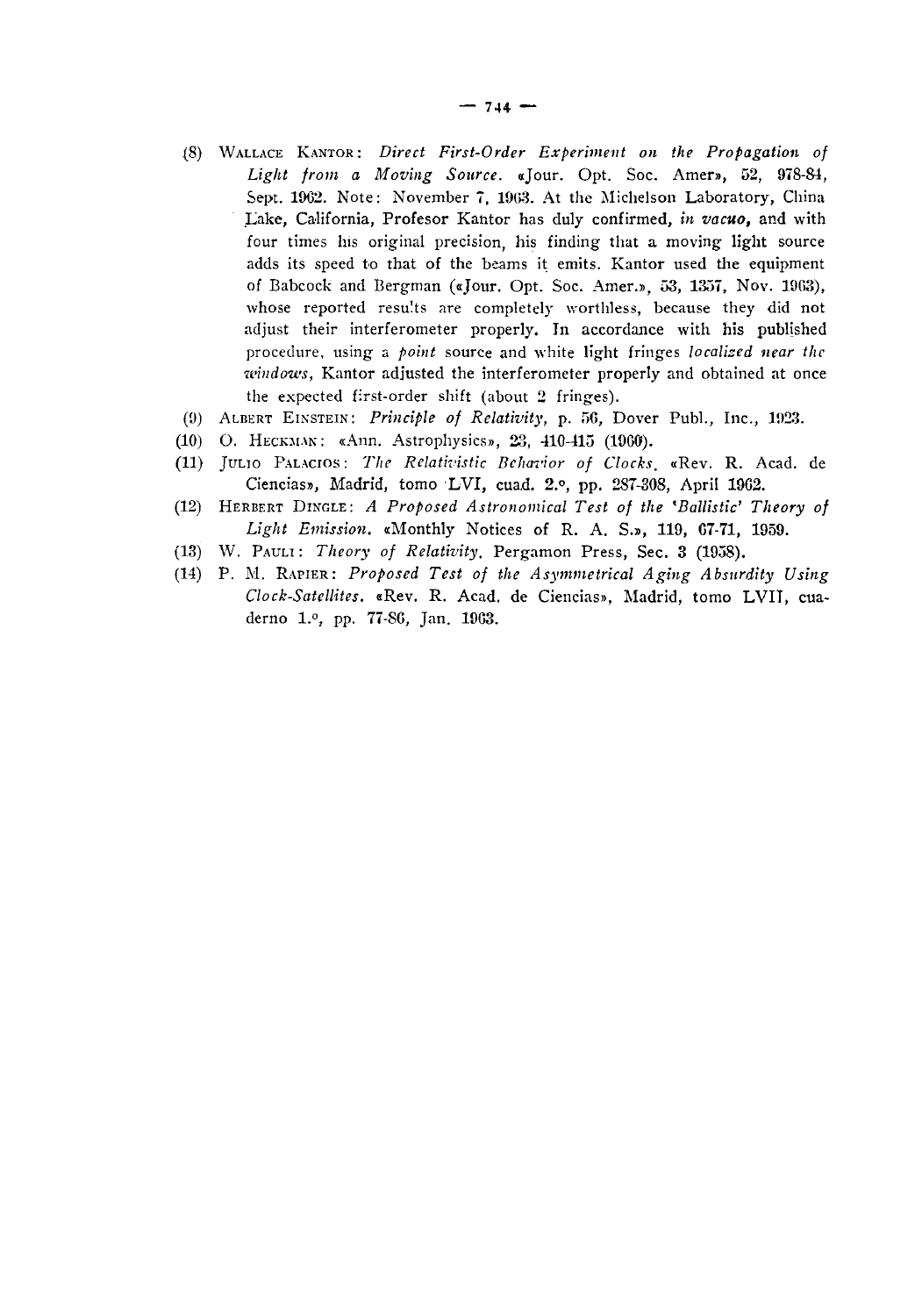(8) WALLACE KANTOR: *Direct First-Order Experiment on the Propagation of Light from a Moving Source.* «Jour. Opt. Soc. Amer», 52, 978-84, Sept. 1962. Note: November 7, 1963. At the Michelson Laboratory, China Lake, California, Profesor Kantor has duly confirmed, ***in vacuo***, and with four times his original precision, his finding that a moving light source adds its speed to that of the beams it emits. Kantor used the equipment of Babcock and Bergman («Jour. Opt. Soc. Amer.», 53, 1357, Nov. 1963), whose reported results are completely worthless, because they did not adjust their interferometer properly. In accordance with his published procedure, using a *point* source and white light fringes *localized near the windows*, Kantor adjusted the interferometer properly and obtained at once the expected first-order shift (about 2 fringes).

(9) ALBERT EINSTEIN: *Principle of Relativity*, p. 56, Dover Publ., Inc., 1923.

(10) O. HECKMAN: «Ann. Astrophysics», 23, 410-415 (1960).

(11) JULIO PALACIOS: *The Relativistic Behavior of Clocks.* «Rev. R. Acad. de Ciencias», Madrid, tomo LVI, cuad. 2.º, pp. 287-308, April 1962.

(12) HERBERT DINGLE: *A Proposed Astronomical Test of the 'Ballistic' Theory of Light Emission.* «Monthly Notices of R. A. S.», 119, 67-71, 1959.

(13) W. PAULI: *Theory of Relativity.* Pergamon Press, Sec. 3 (1958).

(14) P. M. RAPIER: *Proposed Test of the Asymmetrical Aging Absurdity Using Clock-Satellites.* «Rev. R. Acad. de Ciencias», Madrid, tomo LVII, cuaderno 1.º, pp. 77-86, Jan. 1963.